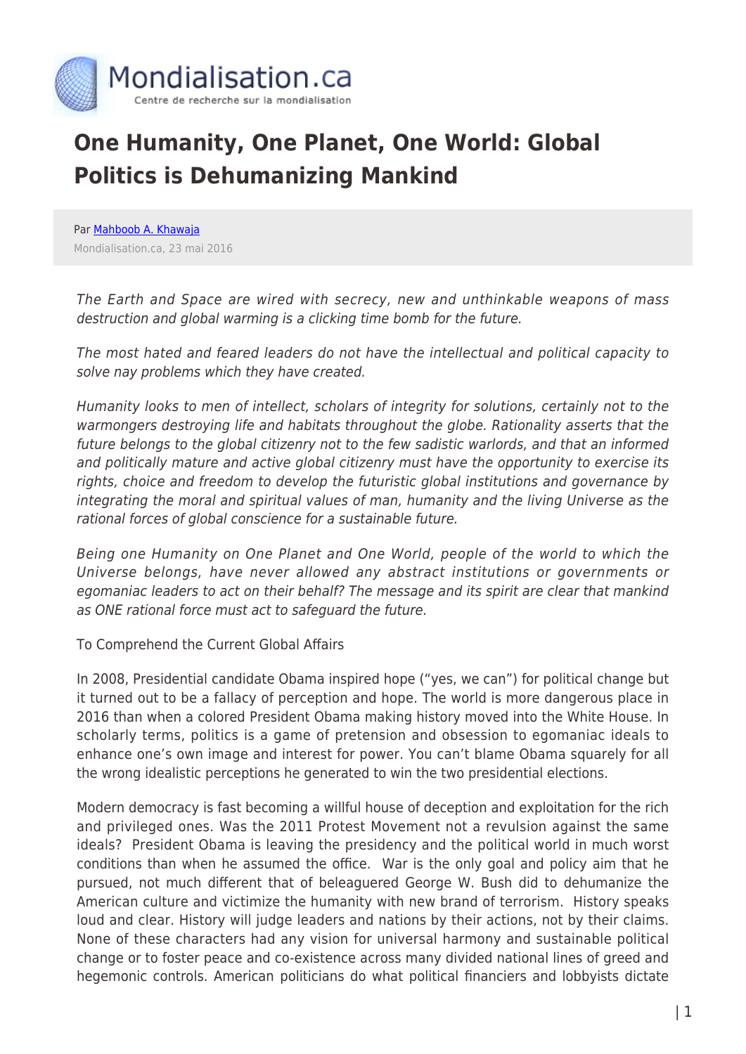Mondialisation.ca

Centre de recherche sur la mondialisation

# One Humanity, One Planet, One World: Global Politics is Dehumanizing Mankind

Par Mahboob A. Khawaja

Mondialisation.ca, 23 mai 2016

*The Earth and Space are wired with secrecy, new and unthinkable weapons of mass destruction and global warming is a clicking time bomb for the future.*

*The most hated and feared leaders do not have the intellectual and political capacity to solve nay problems which they have created.*

*Humanity looks to men of intellect, scholars of integrity for solutions, certainly not to the warmongers destroying life and habitats throughout the globe. Rationality asserts that the future belongs to the global citizenry not to the few sadistic warlords, and that an informed and politically mature and active global citizenry must have the opportunity to exercise its rights, choice and freedom to develop the futuristic global institutions and governance by integrating the moral and spiritual values of man, humanity and the living Universe as the rational forces of global conscience for a sustainable future.*

*Being one Humanity on One Planet and One World, people of the world to which the Universe belongs, have never allowed any abstract institutions or governments or egomaniac leaders to act on their behalf? The message and its spirit are clear that mankind as ONE rational force must act to safeguard the future.*

To Comprehend the Current Global Affairs

In 2008, Presidential candidate Obama inspired hope ("yes, we can") for political change but it turned out to be a fallacy of perception and hope. The world is more dangerous place in 2016 than when a colored President Obama making history moved into the White House. In scholarly terms, politics is a game of pretension and obsession to egomaniac ideals to enhance one's own image and interest for power. You can't blame Obama squarely for all the wrong idealistic perceptions he generated to win the two presidential elections.

Modern democracy is fast becoming a willful house of deception and exploitation for the rich and privileged ones. Was the 2011 Protest Movement not a revulsion against the same ideals? President Obama is leaving the presidency and the political world in much worst conditions than when he assumed the office. War is the only goal and policy aim that he pursued, not much different that of beleaguered George W. Bush did to dehumanize the American culture and victimize the humanity with new brand of terrorism. History speaks loud and clear. History will judge leaders and nations by their actions, not by their claims. None of these characters had any vision for universal harmony and sustainable political change or to foster peace and co-existence across many divided national lines of greed and hegemonic controls. American politicians do what political financiers and lobbyists dictate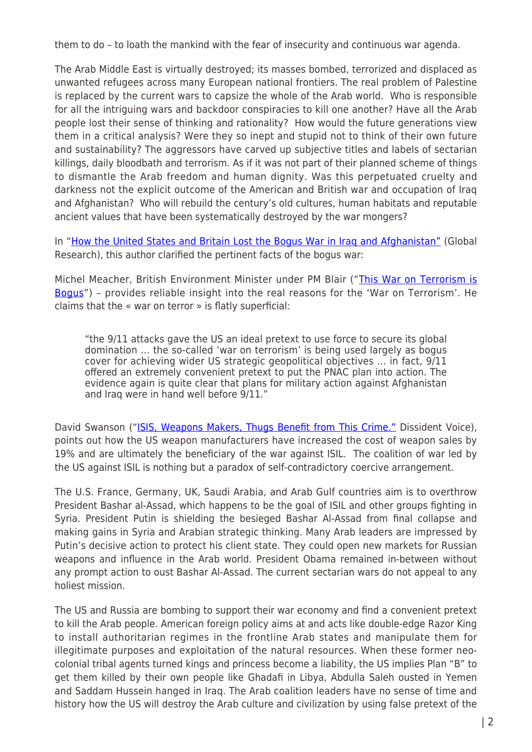them to do – to loath the mankind with the fear of insecurity and continuous war agenda.

The Arab Middle East is virtually destroyed; its masses bombed, terrorized and displaced as unwanted refugees across many European national frontiers. The real problem of Palestine is replaced by the current wars to capsize the whole of the Arab world. Who is responsible for all the intriguing wars and backdoor conspiracies to kill one another? Have all the Arab people lost their sense of thinking and rationality? How would the future generations view them in a critical analysis? Were they so inept and stupid not to think of their own future and sustainability? The aggressors have carved up subjective titles and labels of sectarian killings, daily bloodbath and terrorism. As if it was not part of their planned scheme of things to dismantle the Arab freedom and human dignity. Was this perpetuated cruelty and darkness not the explicit outcome of the American and British war and occupation of Iraq and Afghanistan? Who will rebuild the century's old cultures, human habitats and reputable ancient values that have been systematically destroyed by the war mongers?

In "How the United States and Britain Lost the Bogus War in Iraq and Afghanistan" (Global Research), this author clarified the pertinent facts of the bogus war:

Michel Meacher, British Environment Minister under PM Blair ("This War on Terrorism is Bogus") – provides reliable insight into the real reasons for the 'War on Terrorism'. He claims that the « war on terror » is flatly superficial:

> "the 9/11 attacks gave the US an ideal pretext to use force to secure its global domination … the so-called 'war on terrorism' is being used largely as bogus cover for achieving wider US strategic geopolitical objectives … in fact, 9/11 offered an extremely convenient pretext to put the PNAC plan into action. The evidence again is quite clear that plans for military action against Afghanistan and Iraq were in hand well before 9/11."

David Swanson ("ISIS, Weapons Makers, Thugs Benefit from This Crime." Dissident Voice), points out how the US weapon manufacturers have increased the cost of weapon sales by 19% and are ultimately the beneficiary of the war against ISIL. The coalition of war led by the US against ISIL is nothing but a paradox of self-contradictory coercive arrangement.

The U.S. France, Germany, UK, Saudi Arabia, and Arab Gulf countries aim is to overthrow President Bashar al-Assad, which happens to be the goal of ISIL and other groups fighting in Syria. President Putin is shielding the besieged Bashar Al-Assad from final collapse and making gains in Syria and Arabian strategic thinking. Many Arab leaders are impressed by Putin's decisive action to protect his client state. They could open new markets for Russian weapons and influence in the Arab world. President Obama remained in-between without any prompt action to oust Bashar Al-Assad. The current sectarian wars do not appeal to any holiest mission.

The US and Russia are bombing to support their war economy and find a convenient pretext to kill the Arab people. American foreign policy aims at and acts like double-edge Razor King to install authoritarian regimes in the frontline Arab states and manipulate them for illegitimate purposes and exploitation of the natural resources. When these former neo-colonial tribal agents turned kings and princess become a liability, the US implies Plan "B" to get them killed by their own people like Ghadafi in Libya, Abdulla Saleh ousted in Yemen and Saddam Hussein hanged in Iraq. The Arab coalition leaders have no sense of time and history how the US will destroy the Arab culture and civilization by using false pretext of the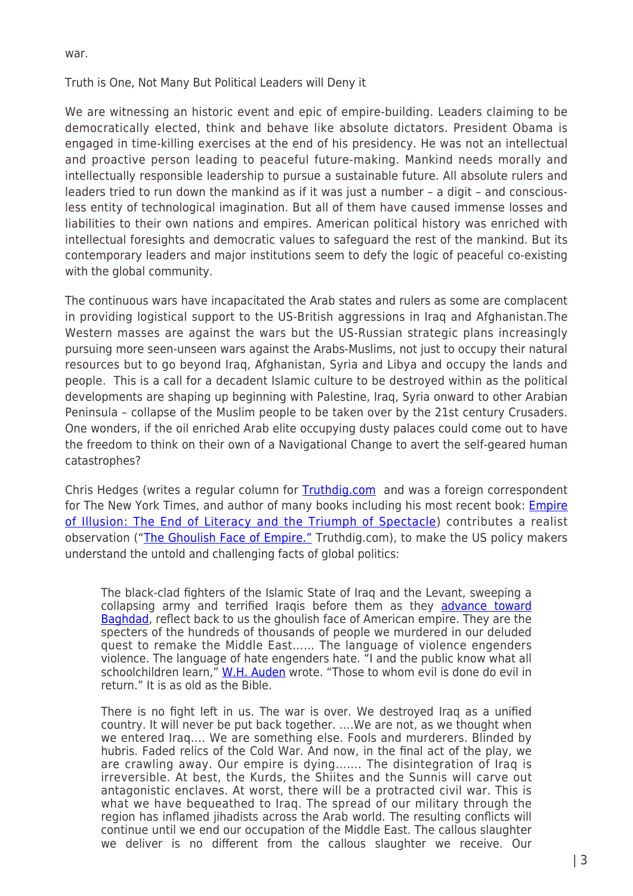war.

Truth is One, Not Many But Political Leaders will Deny it

We are witnessing an historic event and epic of empire-building. Leaders claiming to be democratically elected, think and behave like absolute dictators. President Obama is engaged in time-killing exercises at the end of his presidency. He was not an intellectual and proactive person leading to peaceful future-making. Mankind needs morally and intellectually responsible leadership to pursue a sustainable future. All absolute rulers and leaders tried to run down the mankind as if it was just a number – a digit – and conscious-less entity of technological imagination. But all of them have caused immense losses and liabilities to their own nations and empires. American political history was enriched with intellectual foresights and democratic values to safeguard the rest of the mankind. But its contemporary leaders and major institutions seem to defy the logic of peaceful co-existing with the global community.

The continuous wars have incapacitated the Arab states and rulers as some are complacent in providing logistical support to the US-British aggressions in Iraq and Afghanistan.The Western masses are against the wars but the US-Russian strategic plans increasingly pursuing more seen-unseen wars against the Arabs-Muslims, not just to occupy their natural resources but to go beyond Iraq, Afghanistan, Syria and Libya and occupy the lands and people. This is a call for a decadent Islamic culture to be destroyed within as the political developments are shaping up beginning with Palestine, Iraq, Syria onward to other Arabian Peninsula – collapse of the Muslim people to be taken over by the 21st century Crusaders. One wonders, if the oil enriched Arab elite occupying dusty palaces could come out to have the freedom to think on their own of a Navigational Change to avert the self-geared human catastrophes?

Chris Hedges (writes a regular column for [Truthdig.com](Truthdig.com) and was a foreign correspondent for The New York Times, and author of many books including his most recent book: [Empire of Illusion: The End of Literacy and the Triumph of Spectacle](Empire of Illusion: The End of Literacy and the Triumph of Spectacle)) contributes a realist observation ("[The Ghoulish Face of Empire.](The Ghoulish Face of Empire.)" Truthdig.com), to make the US policy makers understand the untold and challenging facts of global politics:

> The black-clad fighters of the Islamic State of Iraq and the Levant, sweeping a collapsing army and terrified Iraqis before them as they advance toward Baghdad, reflect back to us the ghoulish face of American empire. They are the specters of the hundreds of thousands of people we murdered in our deluded quest to remake the Middle East…… The language of violence engenders violence. The language of hate engenders hate. "I and the public know what all schoolchildren learn," W.H. Auden wrote. "Those to whom evil is done do evil in return." It is as old as the Bible.
>
> There is no fight left in us. The war is over. We destroyed Iraq as a unified country. It will never be put back together. ….We are not, as we thought when we entered Iraq…. We are something else. Fools and murderers. Blinded by hubris. Faded relics of the Cold War. And now, in the final act of the play, we are crawling away. Our empire is dying……. The disintegration of Iraq is irreversible. At best, the Kurds, the Shiites and the Sunnis will carve out antagonistic enclaves. At worst, there will be a protracted civil war. This is what we have bequeathed to Iraq. The spread of our military through the region has inflamed jihadists across the Arab world. The resulting conflicts will continue until we end our occupation of the Middle East. The callous slaughter we deliver is no different from the callous slaughter we receive. Our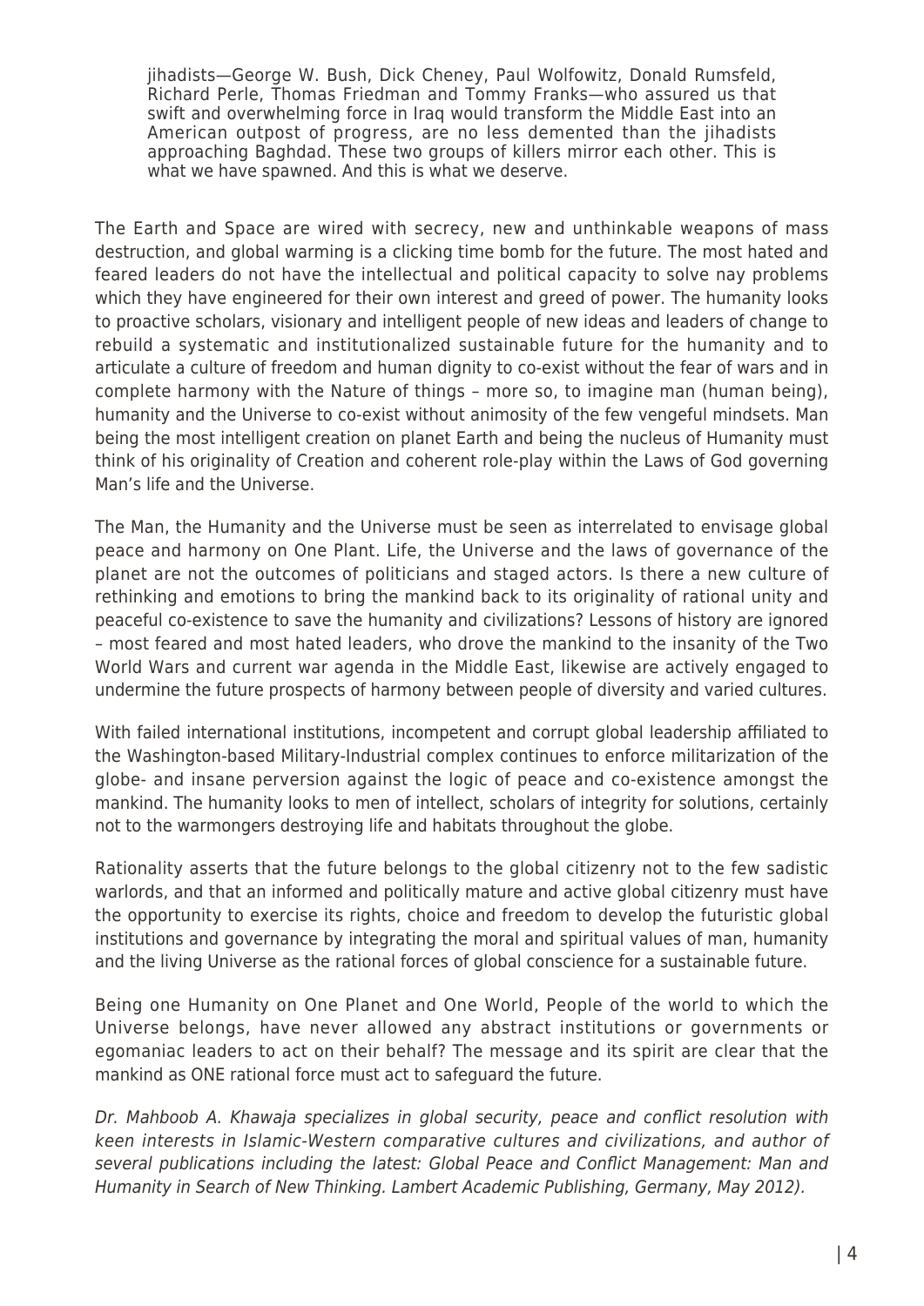> jihadists—George W. Bush, Dick Cheney, Paul Wolfowitz, Donald Rumsfeld, Richard Perle, Thomas Friedman and Tommy Franks—who assured us that swift and overwhelming force in Iraq would transform the Middle East into an American outpost of progress, are no less demented than the jihadists approaching Baghdad. These two groups of killers mirror each other. This is what we have spawned. And this is what we deserve.

The Earth and Space are wired with secrecy, new and unthinkable weapons of mass destruction, and global warming is a clicking time bomb for the future. The most hated and feared leaders do not have the intellectual and political capacity to solve nay problems which they have engineered for their own interest and greed of power. The humanity looks to proactive scholars, visionary and intelligent people of new ideas and leaders of change to rebuild a systematic and institutionalized sustainable future for the humanity and to articulate a culture of freedom and human dignity to co-exist without the fear of wars and in complete harmony with the Nature of things – more so, to imagine man (human being), humanity and the Universe to co-exist without animosity of the few vengeful mindsets. Man being the most intelligent creation on planet Earth and being the nucleus of Humanity must think of his originality of Creation and coherent role-play within the Laws of God governing Man's life and the Universe.

The Man, the Humanity and the Universe must be seen as interrelated to envisage global peace and harmony on One Plant. Life, the Universe and the laws of governance of the planet are not the outcomes of politicians and staged actors. Is there a new culture of rethinking and emotions to bring the mankind back to its originality of rational unity and peaceful co-existence to save the humanity and civilizations? Lessons of history are ignored – most feared and most hated leaders, who drove the mankind to the insanity of the Two World Wars and current war agenda in the Middle East, likewise are actively engaged to undermine the future prospects of harmony between people of diversity and varied cultures.

With failed international institutions, incompetent and corrupt global leadership affiliated to the Washington-based Military-Industrial complex continues to enforce militarization of the globe- and insane perversion against the logic of peace and co-existence amongst the mankind. The humanity looks to men of intellect, scholars of integrity for solutions, certainly not to the warmongers destroying life and habitats throughout the globe.

Rationality asserts that the future belongs to the global citizenry not to the few sadistic warlords, and that an informed and politically mature and active global citizenry must have the opportunity to exercise its rights, choice and freedom to develop the futuristic global institutions and governance by integrating the moral and spiritual values of man, humanity and the living Universe as the rational forces of global conscience for a sustainable future.

Being one Humanity on One Planet and One World, People of the world to which the Universe belongs, have never allowed any abstract institutions or governments or egomaniac leaders to act on their behalf? The message and its spirit are clear that the mankind as ONE rational force must act to safeguard the future.

*Dr. Mahboob A. Khawaja specializes in global security, peace and conflict resolution with keen interests in Islamic-Western comparative cultures and civilizations, and author of several publications including the latest: Global Peace and Conflict Management: Man and Humanity in Search of New Thinking. Lambert Academic Publishing, Germany, May 2012).*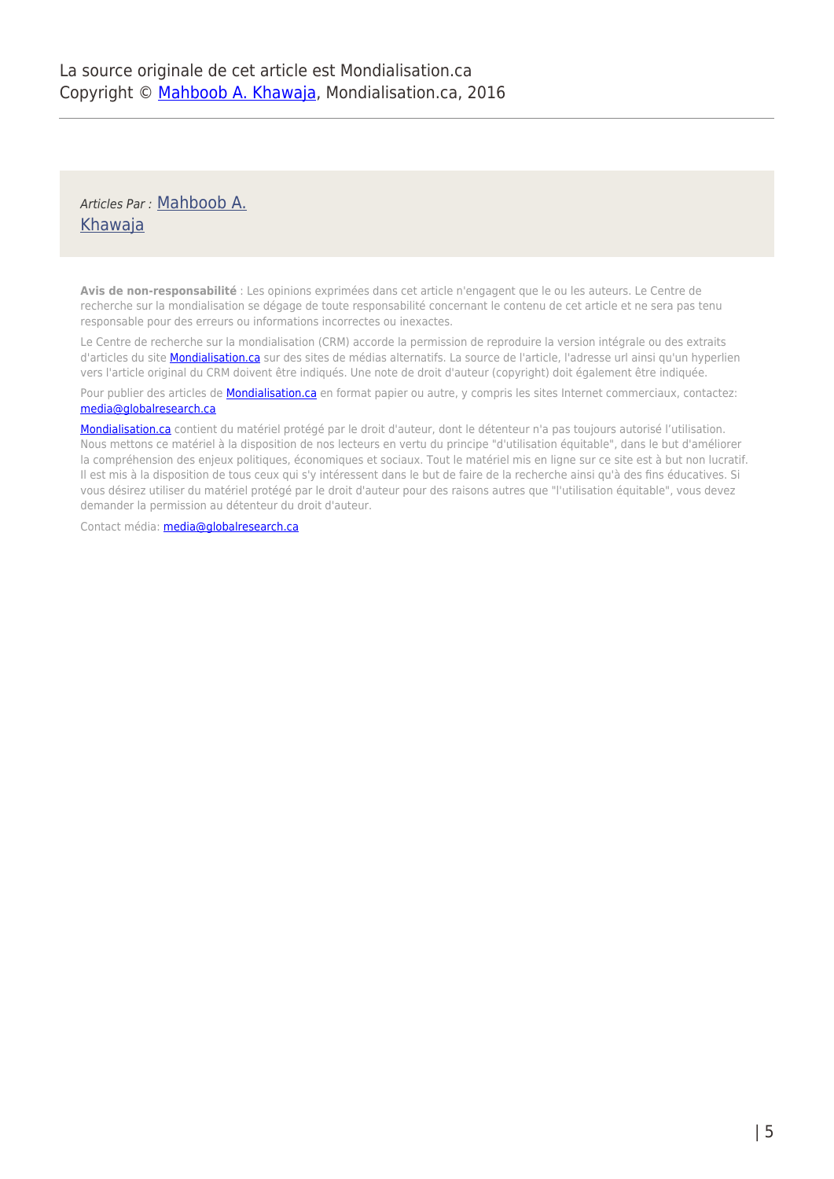La source originale de cet article est Mondialisation.ca
Copyright © Mahboob A. Khawaja, Mondialisation.ca, 2016

*Articles Par :* Mahboob A. Khawaja

**Avis de non-responsabilité** : Les opinions exprimées dans cet article n'engagent que le ou les auteurs. Le Centre de recherche sur la mondialisation se dégage de toute responsabilité concernant le contenu de cet article et ne sera pas tenu responsable pour des erreurs ou informations incorrectes ou inexactes.

Le Centre de recherche sur la mondialisation (CRM) accorde la permission de reproduire la version intégrale ou des extraits d'articles du site Mondialisation.ca sur des sites de médias alternatifs. La source de l'article, l'adresse url ainsi qu'un hyperlien vers l'article original du CRM doivent être indiqués. Une note de droit d'auteur (copyright) doit également être indiquée.

Pour publier des articles de Mondialisation.ca en format papier ou autre, y compris les sites Internet commerciaux, contactez: media@globalresearch.ca

Mondialisation.ca contient du matériel protégé par le droit d'auteur, dont le détenteur n'a pas toujours autorisé l'utilisation. Nous mettons ce matériel à la disposition de nos lecteurs en vertu du principe "d'utilisation équitable", dans le but d'améliorer la compréhension des enjeux politiques, économiques et sociaux. Tout le matériel mis en ligne sur ce site est à but non lucratif. Il est mis à la disposition de tous ceux qui s'y intéressent dans le but de faire de la recherche ainsi qu'à des fins éducatives. Si vous désirez utiliser du matériel protégé par le droit d'auteur pour des raisons autres que "l'utilisation équitable", vous devez demander la permission au détenteur du droit d'auteur.

Contact média: media@globalresearch.ca